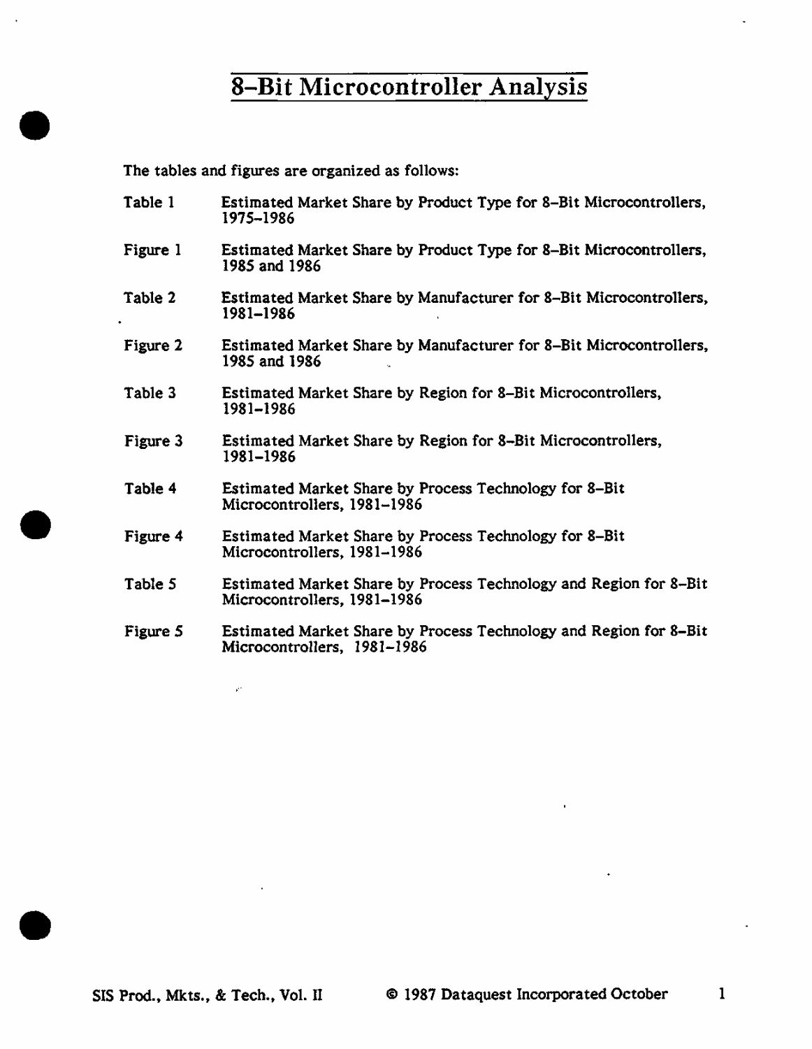# 8-Bit Microcontroller Analysis

The tables and figures are organized as follows:

| | |
|---|---|
| Table 1 | Estimated Market Share by Product Type for 8-Bit Microcontrollers, 1975-1986 |
| Figure 1 | Estimated Market Share by Product Type for 8-Bit Microcontrollers, 1985 and 1986 |
| Table 2 | Estimated Market Share by Manufacturer for 8-Bit Microcontrollers, 1981-1986 |
| Figure 2 | Estimated Market Share by Manufacturer for 8-Bit Microcontrollers, 1985 and 1986 |
| Table 3 | Estimated Market Share by Region for 8-Bit Microcontrollers, 1981-1986 |
| Figure 3 | Estimated Market Share by Region for 8-Bit Microcontrollers, 1981-1986 |
| Table 4 | Estimated Market Share by Process Technology for 8-Bit Microcontrollers, 1981-1986 |
| Figure 4 | Estimated Market Share by Process Technology for 8-Bit Microcontrollers, 1981-1986 |
| Table 5 | Estimated Market Share by Process Technology and Region for 8-Bit Microcontrollers, 1981-1986 |
| Figure 5 | Estimated Market Share by Process Technology and Region for 8-Bit Microcontrollers, 1981-1986 |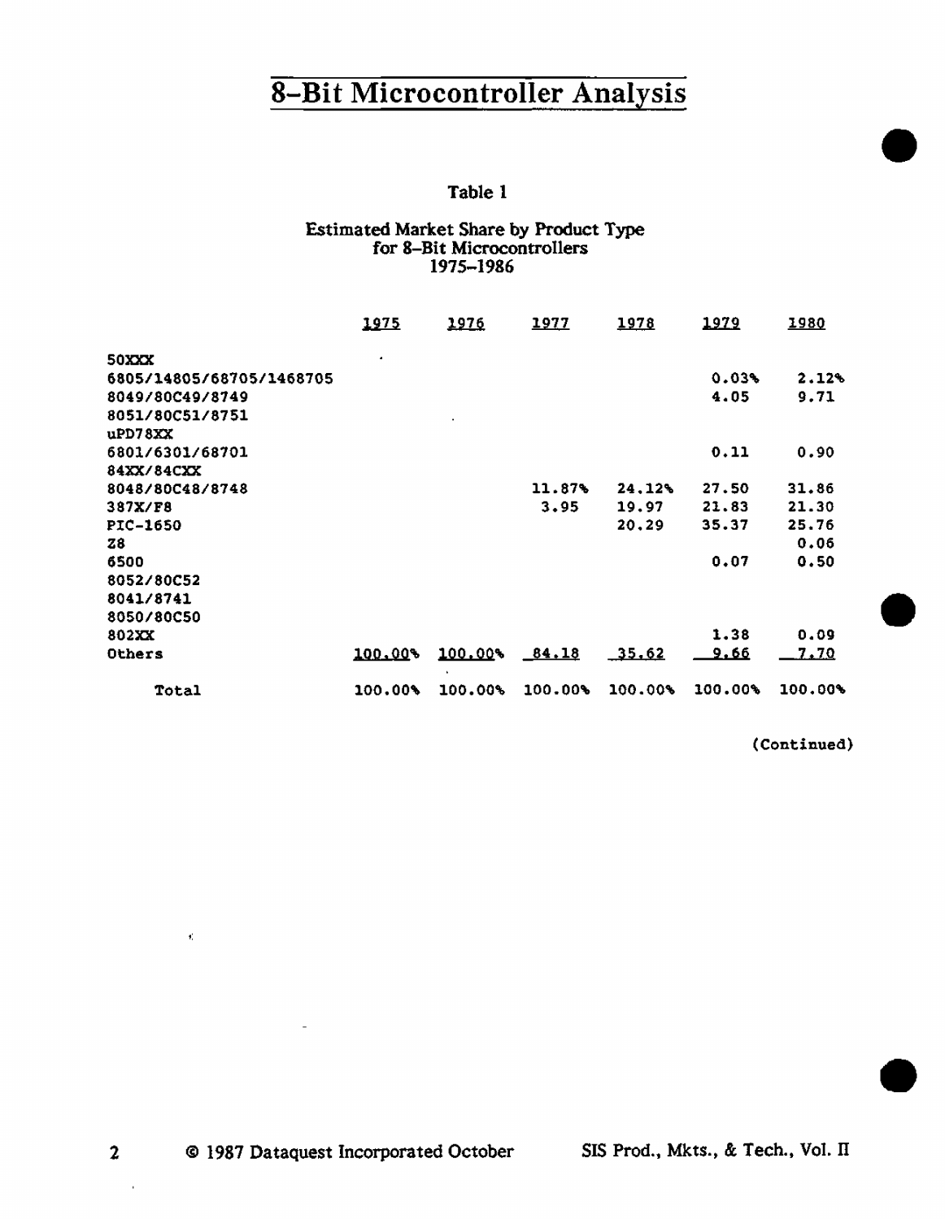# 8-Bit Microcontroller Analysis

Table 1

Estimated Market Share by Product Type
for 8-Bit Microcontrollers
1975–1986

| | 1975 | 1976 | 1977 | 1978 | 1979 | 1980 |
|---|---|---|---|---|---|---|
| 50XXX | | | | | | |
| 6805/14805/68705/1468705 | | | | | 0.03% | 2.12% |
| 8049/80C49/8749 | | | | | 4.05 | 9.71 |
| 8051/80C51/8751 | | | | | | |
| uPD78XX | | | | | | |
| 6801/6301/68701 | | | | | 0.11 | 0.90 |
| 84XX/84CXX | | | | | | |
| 8048/80C48/8748 | | | 11.87% | 24.12% | 27.50 | 31.86 |
| 387X/F8 | | | 3.95 | 19.97 | 21.83 | 21.30 |
| PIC-1650 | | | | 20.29 | 35.37 | 25.76 |
| Z8 | | | | | | 0.06 |
| 6500 | | | | | 0.07 | 0.50 |
| 8052/80C52 | | | | | | |
| 8041/8741 | | | | | | |
| 8050/80C50 | | | | | | |
| 802XX | | | | | 1.38 | 0.09 |
| Others | 100.00% | 100.00% | 84.18 | 35.62 | 9.66 | 7.70 |
| Total | 100.00% | 100.00% | 100.00% | 100.00% | 100.00% | 100.00% |

(Continued)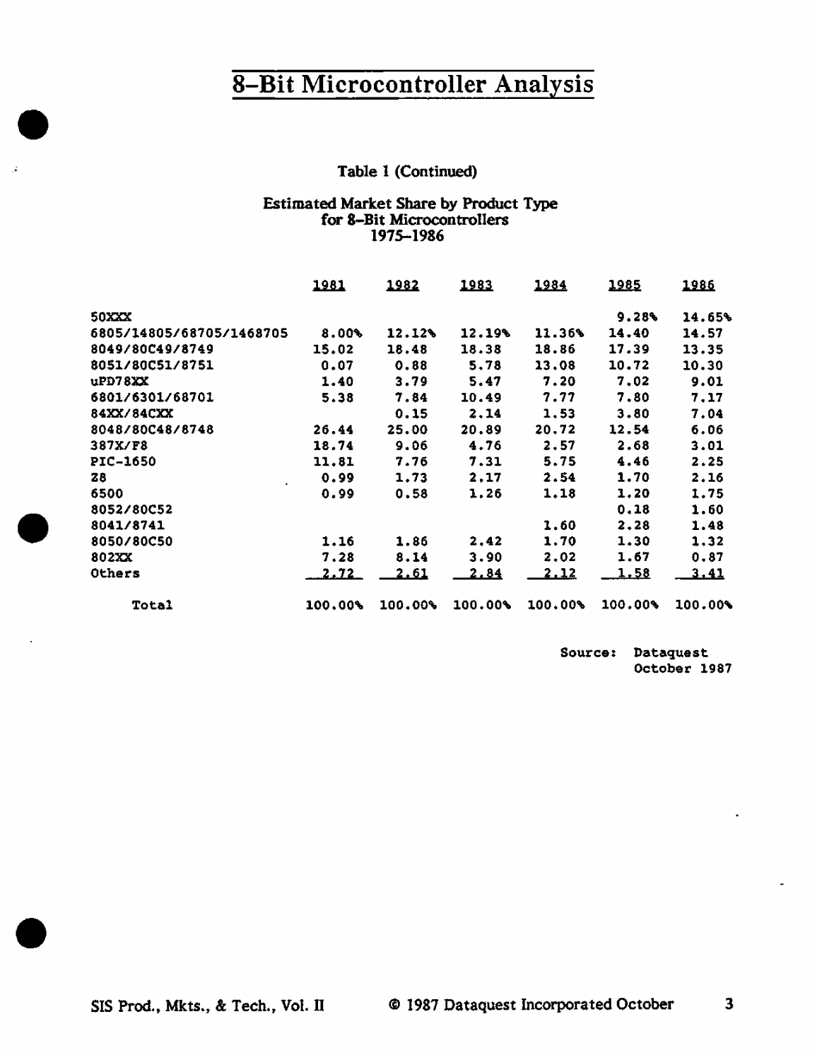# 8-Bit Microcontroller Analysis

Table 1 (Continued)

Estimated Market Share by Product Type
for 8-Bit Microcontrollers
1975–1986

| | 1981 | 1982 | 1983 | 1984 | 1985 | 1986 |
|---|---|---|---|---|---|---|
| 50XXX | | | | | 9.28% | 14.65% |
| 6805/14805/68705/1468705 | 8.00% | 12.12% | 12.19% | 11.36% | 14.40 | 14.57 |
| 8049/80C49/8749 | 15.02 | 18.48 | 18.38 | 18.86 | 17.39 | 13.35 |
| 8051/80C51/8751 | 0.07 | 0.88 | 5.78 | 13.08 | 10.72 | 10.30 |
| uPD78XX | 1.40 | 3.79 | 5.47 | 7.20 | 7.02 | 9.01 |
| 6801/6301/68701 | 5.38 | 7.84 | 10.49 | 7.77 | 7.80 | 7.17 |
| 84XX/84CXX | | 0.15 | 2.14 | 1.53 | 3.80 | 7.04 |
| 8048/80C48/8748 | 26.44 | 25.00 | 20.89 | 20.72 | 12.54 | 6.06 |
| 387X/F8 | 18.74 | 9.06 | 4.76 | 2.57 | 2.68 | 3.01 |
| PIC-1650 | 11.81 | 7.76 | 7.31 | 5.75 | 4.46 | 2.25 |
| Z8 | 0.99 | 1.73 | 2.17 | 2.54 | 1.70 | 2.16 |
| 6500 | 0.99 | 0.58 | 1.26 | 1.18 | 1.20 | 1.75 |
| 8052/80C52 | | | | | 0.18 | 1.60 |
| 8041/8741 | | | | 1.60 | 2.28 | 1.48 |
| 8050/80C50 | 1.16 | 1.86 | 2.42 | 1.70 | 1.30 | 1.32 |
| 802XX | 7.28 | 8.14 | 3.90 | 2.02 | 1.67 | 0.87 |
| Others | 2.72 | 2.61 | 2.84 | 2.12 | 1.58 | 3.41 |
| Total | 100.00% | 100.00% | 100.00% | 100.00% | 100.00% | 100.00% |

Source: Dataquest
October 1987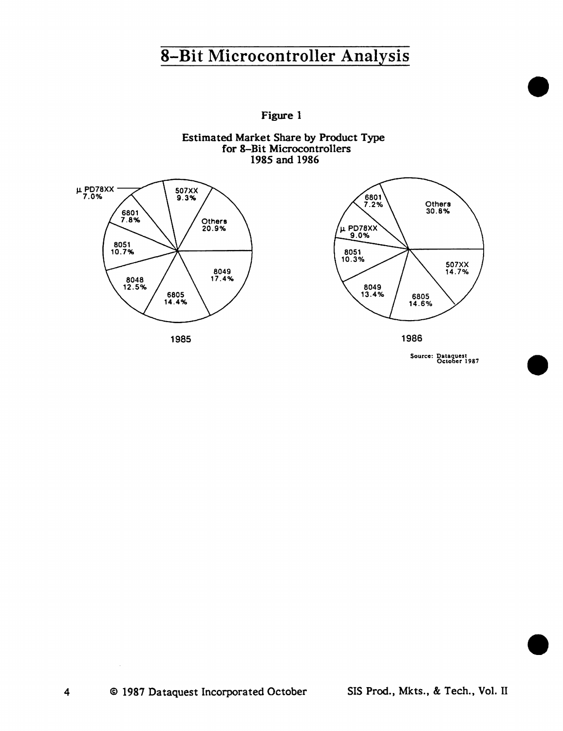# 8-Bit Microcontroller Analysis

**Figure 1**

**Estimated Market Share by Product Type for 8-Bit Microcontrollers 1985 and 1986**

**1985**

| Product Type | Market Share |
|---|---|
| 8049 | 17.4% |
| 6805 | 14.4% |
| 8048 | 12.5% |
| 8051 | 10.7% |
| 6801 | 7.8% |
| μ PD78XX | 7.0% |
| 507XX | 9.3% |
| Others | 20.9% |

**1986**

| Product Type | Market Share |
|---|---|
| 507XX | 14.7% |
| 6805 | 14.6% |
| 8049 | 13.4% |
| 8051 | 10.3% |
| μ PD78XX | 9.0% |
| 6801 | 7.2% |
| Others | 30.8% |

Source: Dataquest October 1987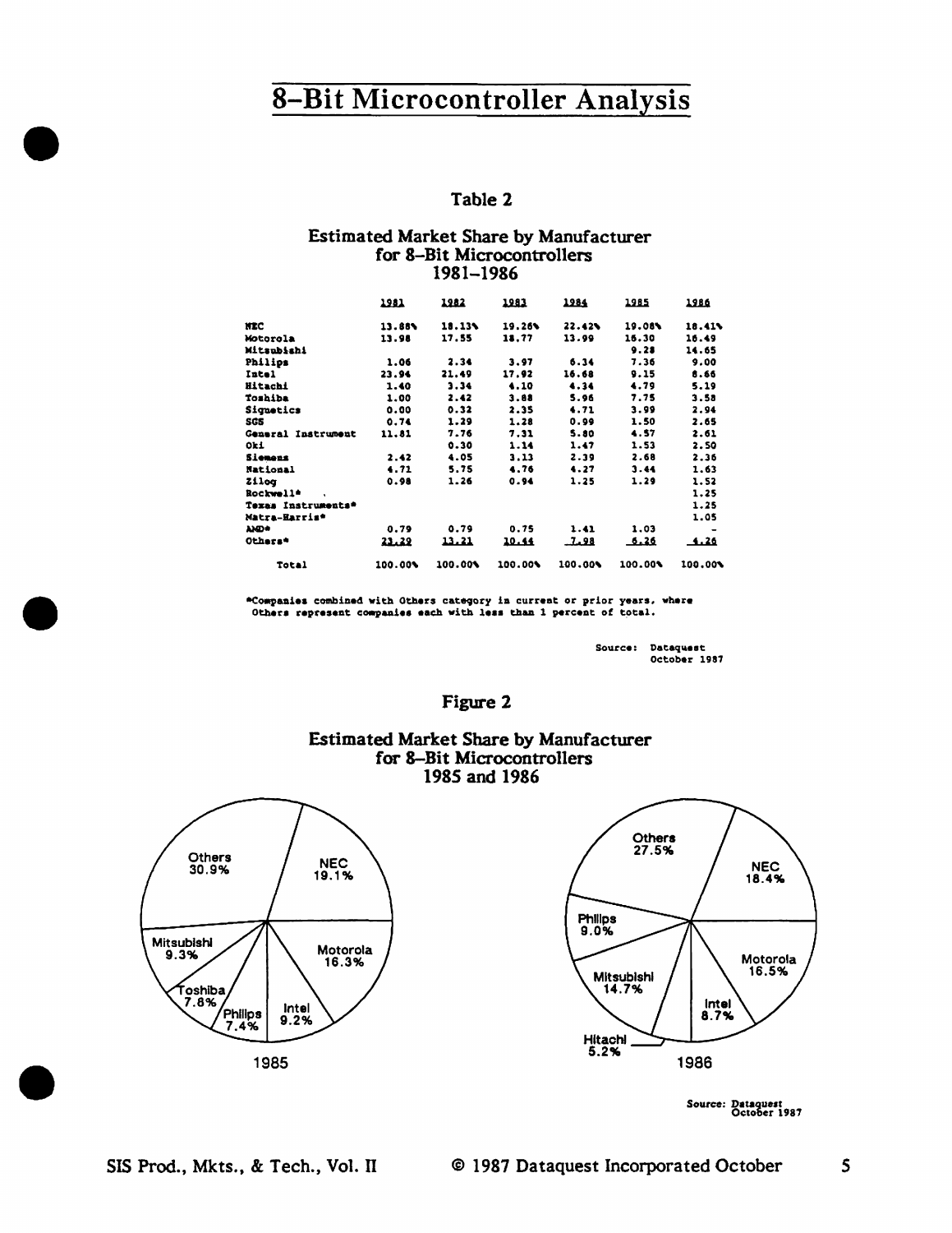# 8-Bit Microcontroller Analysis

## Table 2

### Estimated Market Share by Manufacturer for 8-Bit Microcontrollers 1981-1986

| | 1981 | 1982 | 1983 | 1984 | 1985 | 1986 |
|---|---|---|---|---|---|---|
| NEC | 13.88% | 18.13% | 19.26% | 22.42% | 19.08% | 18.41% |
| Motorola | 13.98 | 17.55 | 18.77 | 13.99 | 16.30 | 16.49 |
| Mitsubishi | | | | | 9.28 | 14.65 |
| Philips | 1.06 | 2.34 | 3.97 | 6.34 | 7.36 | 9.00 |
| Intel | 23.94 | 21.49 | 17.92 | 16.68 | 9.15 | 8.66 |
| Hitachi | 1.40 | 3.34 | 4.10 | 4.34 | 4.79 | 5.19 |
| Toshiba | 1.00 | 2.42 | 3.88 | 5.96 | 7.75 | 3.58 |
| Signetics | 0.00 | 0.32 | 2.35 | 4.71 | 3.99 | 2.94 |
| SGS | 0.74 | 1.29 | 1.28 | 0.99 | 1.50 | 2.65 |
| General Instrument | 11.81 | 7.76 | 7.31 | 5.80 | 4.57 | 2.61 |
| Oki | | 0.30 | 1.14 | 1.47 | 1.53 | 2.50 |
| Siemens | 2.42 | 4.05 | 3.13 | 2.39 | 2.68 | 2.36 |
| National | 4.71 | 5.75 | 4.76 | 4.27 | 3.44 | 1.63 |
| Zilog | 0.98 | 1.26 | 0.94 | 1.25 | 1.29 | 1.52 |
| Rockwell* | | | | | | 1.25 |
| Texas Instruments* | | | | | | 1.25 |
| Matra-Harris* | | | | | | 1.05 |
| AMD* | 0.79 | 0.79 | 0.75 | 1.41 | 1.03 | - |
| Others* | 23.29 | 13.21 | 10.44 | 7.98 | 6.26 | 4.26 |
| Total | 100.00% | 100.00% | 100.00% | 100.00% | 100.00% | 100.00% |

*Companies combined with Others category in current or prior years, where Others represent companies each with less than 1 percent of total.

Source: Dataquest October 1987

## Figure 2

### Estimated Market Share by Manufacturer for 8-Bit Microcontrollers 1985 and 1986

**1985:** Others 30.9%, NEC 19.1%, Motorola 16.3%, Intel 9.2%, Philips 7.4%, Toshiba 7.8%, Mitsubishi 9.3%

**1986:** Others 27.5%, NEC 18.4%, Motorola 16.5%, Intel 8.7%, Hitachi 5.2%, Mitsubishi 14.7%, Philips 9.0%

Source: Dataquest October 1987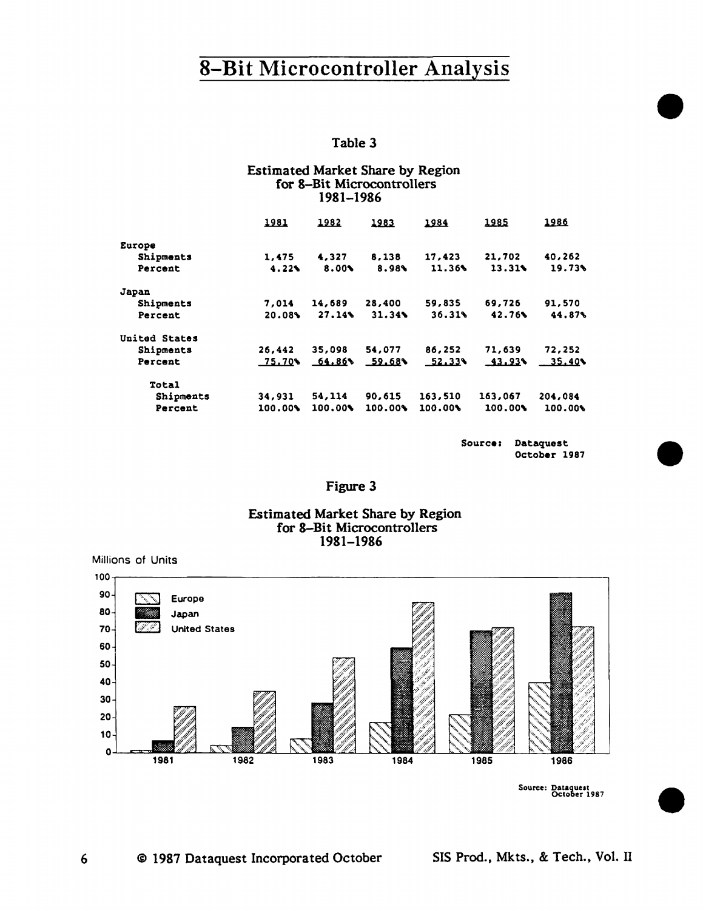# 8-Bit Microcontroller Analysis

Table 3

Estimated Market Share by Region
for 8-Bit Microcontrollers
1981-1986

| | 1981 | 1982 | 1983 | 1984 | 1985 | 1986 |
|---|---|---|---|---|---|---|
| **Europe** | | | | | | |
| Shipments | 1,475 | 4,327 | 8,138 | 17,423 | 21,702 | 40,262 |
| Percent | 4.22% | 8.00% | 8.98% | 11.36% | 13.31% | 19.73% |
| **Japan** | | | | | | |
| Shipments | 7,014 | 14,689 | 28,400 | 59,835 | 69,726 | 91,570 |
| Percent | 20.08% | 27.14% | 31.34% | 36.31% | 42.76% | 44.87% |
| **United States** | | | | | | |
| Shipments | 26,442 | 35,098 | 54,077 | 86,252 | 71,639 | 72,252 |
| Percent | 75.70% | 64.86% | 59.68% | 52.33% | 43.93% | 35.40% |
| **Total** | | | | | | |
| Shipments | 34,931 | 54,114 | 90,615 | 163,510 | 163,067 | 204,084 |
| Percent | 100.00% | 100.00% | 100.00% | 100.00% | 100.00% | 100.00% |

Source: Dataquest
October 1987

Figure 3

Estimated Market Share by Region
for 8-Bit Microcontrollers
1981-1986

Source: Dataquest
October 1987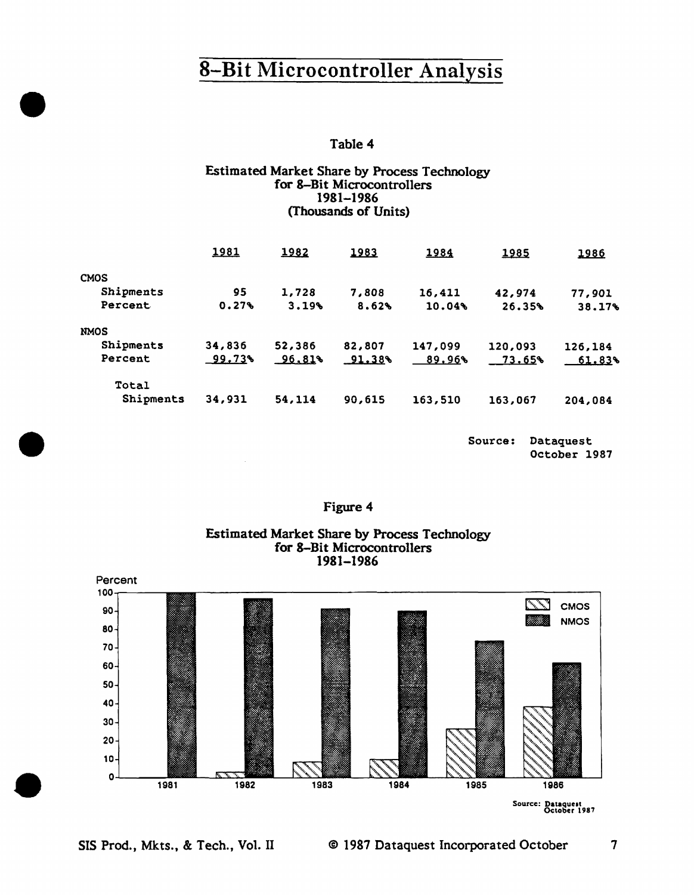# 8-Bit Microcontroller Analysis

Table 4

Estimated Market Share by Process Technology
for 8-Bit Microcontrollers
1981-1986
(Thousands of Units)

| | 1981 | 1982 | 1983 | 1984 | 1985 | 1986 |
|---|---|---|---|---|---|---|
| **CMOS** | | | | | | |
| Shipments | 95 | 1,728 | 7,808 | 16,411 | 42,974 | 77,901 |
| Percent | 0.27% | 3.19% | 8.62% | 10.04% | 26.35% | 38.17% |
| **NMOS** | | | | | | |
| Shipments | 34,836 | 52,386 | 82,807 | 147,099 | 120,093 | 126,184 |
| Percent | 99.73% | 96.81% | 91.38% | 89.96% | 73.65% | 61.83% |
| Total Shipments | 34,931 | 54,114 | 90,615 | 163,510 | 163,067 | 204,084 |

Source: Dataquest
October 1987

Figure 4

Estimated Market Share by Process Technology
for 8-Bit Microcontrollers
1981-1986

Source: Dataquest
October 1987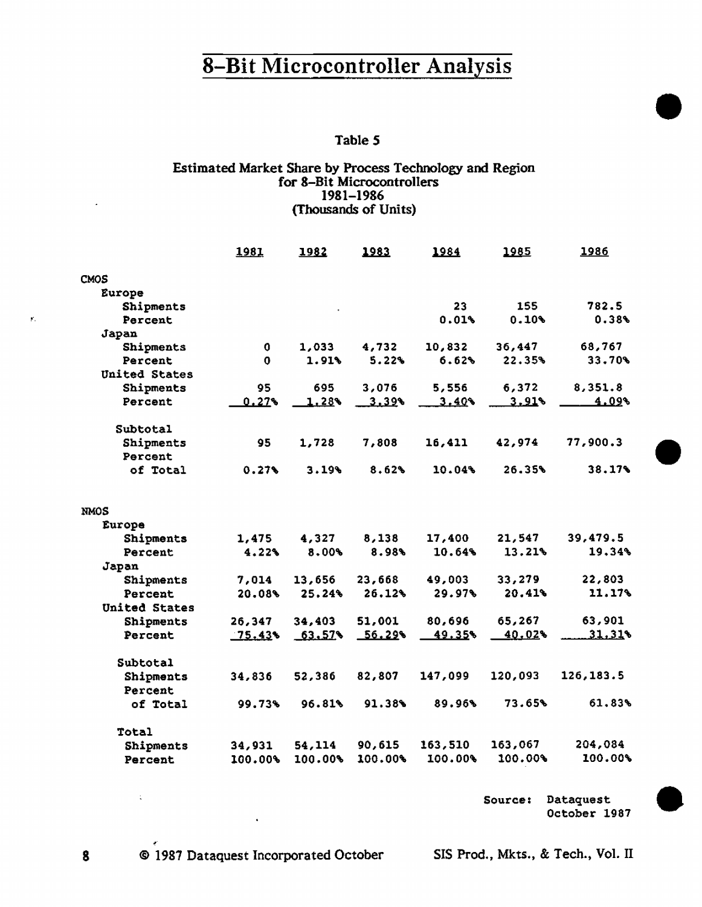# 8-Bit Microcontroller Analysis

Table 5

Estimated Market Share by Process Technology and Region
for 8-Bit Microcontrollers
1981–1986
(Thousands of Units)

| | 1981 | 1982 | 1983 | 1984 | 1985 | 1986 |
|---|---|---|---|---|---|---|
| **CMOS** | | | | | | |
| Europe | | | | | | |
| Shipments | | | | 23 | 155 | 782.5 |
| Percent | | | | 0.01% | 0.10% | 0.38% |
| Japan | | | | | | |
| Shipments | 0 | 1,033 | 4,732 | 10,832 | 36,447 | 68,767 |
| Percent | 0 | 1.91% | 5.22% | 6.62% | 22.35% | 33.70% |
| United States | | | | | | |
| Shipments | 95 | 695 | 3,076 | 5,556 | 6,372 | 8,351.8 |
| Percent | 0.27% | 1.28% | 3.39% | 3.40% | 3.91% | 4.09% |
| Subtotal | | | | | | |
| Shipments | 95 | 1,728 | 7,808 | 16,411 | 42,974 | 77,900.3 |
| Percent of Total | 0.27% | 3.19% | 8.62% | 10.04% | 26.35% | 38.17% |
| **NMOS** | | | | | | |
| Europe | | | | | | |
| Shipments | 1,475 | 4,327 | 8,138 | 17,400 | 21,547 | 39,479.5 |
| Percent | 4.22% | 8.00% | 8.98% | 10.64% | 13.21% | 19.34% |
| Japan | | | | | | |
| Shipments | 7,014 | 13,656 | 23,668 | 49,003 | 33,279 | 22,803 |
| Percent | 20.08% | 25.24% | 26.12% | 29.97% | 20.41% | 11.17% |
| United States | | | | | | |
| Shipments | 26,347 | 34,403 | 51,001 | 80,696 | 65,267 | 63,901 |
| Percent | 75.43% | 63.57% | 56.29% | 49.35% | 40.02% | 31.31% |
| Subtotal | | | | | | |
| Shipments | 34,836 | 52,386 | 82,807 | 147,099 | 120,093 | 126,183.5 |
| Percent of Total | 99.73% | 96.81% | 91.38% | 89.96% | 73.65% | 61.83% |
| Total | | | | | | |
| Shipments | 34,931 | 54,114 | 90,615 | 163,510 | 163,067 | 204,084 |
| Percent | 100.00% | 100.00% | 100.00% | 100.00% | 100.00% | 100.00% |

Source: Dataquest
October 1987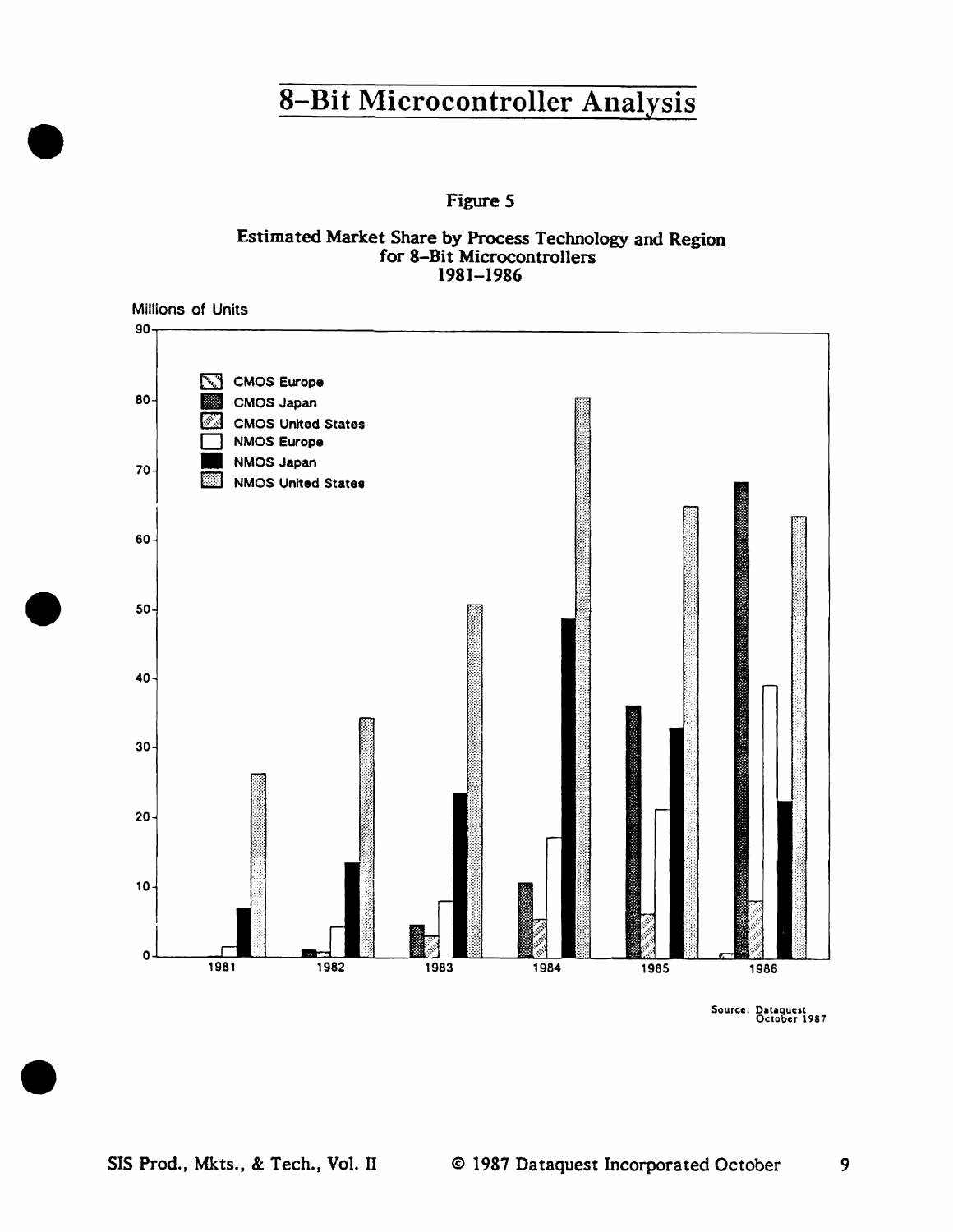# 8-Bit Microcontroller Analysis

Figure 5

Estimated Market Share by Process Technology and Region
for 8-Bit Microcontrollers
1981-1986

Millions of Units

90
80
70
60
50
40
30
20
10
0

CMOS Europe
CMOS Japan
CMOS United States
NMOS Europe
NMOS Japan
NMOS United States

1981
1982
1983
1984
1985
1986

Source: Dataquest
October 1987